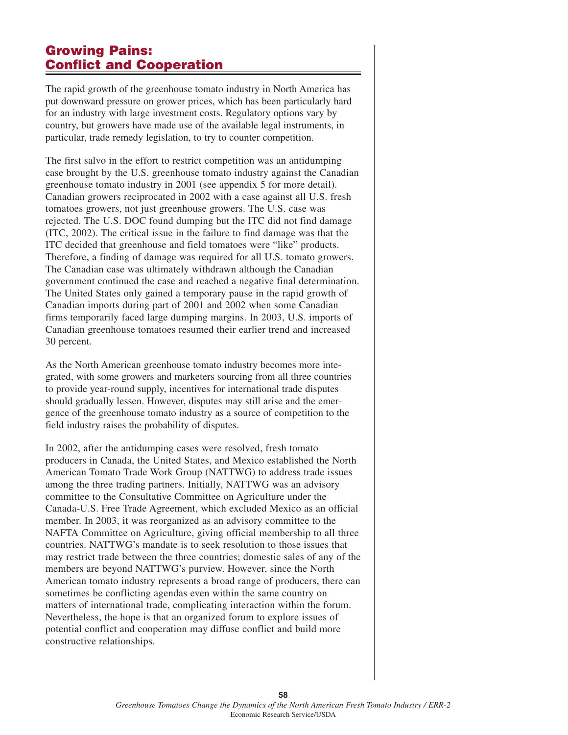## Growing Pains: Conflict and Cooperation

The rapid growth of the greenhouse tomato industry in North America has put downward pressure on grower prices, which has been particularly hard for an industry with large investment costs. Regulatory options vary by country, but growers have made use of the available legal instruments, in particular, trade remedy legislation, to try to counter competition.

The first salvo in the effort to restrict competition was an antidumping case brought by the U.S. greenhouse tomato industry against the Canadian greenhouse tomato industry in 2001 (see appendix 5 for more detail). Canadian growers reciprocated in 2002 with a case against all U.S. fresh tomatoes growers, not just greenhouse growers. The U.S. case was rejected. The U.S. DOC found dumping but the ITC did not find damage (ITC, 2002). The critical issue in the failure to find damage was that the ITC decided that greenhouse and field tomatoes were "like" products. Therefore, a finding of damage was required for all U.S. tomato growers. The Canadian case was ultimately withdrawn although the Canadian government continued the case and reached a negative final determination. The United States only gained a temporary pause in the rapid growth of Canadian imports during part of 2001 and 2002 when some Canadian firms temporarily faced large dumping margins. In 2003, U.S. imports of Canadian greenhouse tomatoes resumed their earlier trend and increased 30 percent.

As the North American greenhouse tomato industry becomes more integrated, with some growers and marketers sourcing from all three countries to provide year-round supply, incentives for international trade disputes should gradually lessen. However, disputes may still arise and the emergence of the greenhouse tomato industry as a source of competition to the field industry raises the probability of disputes.

In 2002, after the antidumping cases were resolved, fresh tomato producers in Canada, the United States, and Mexico established the North American Tomato Trade Work Group (NATTWG) to address trade issues among the three trading partners. Initially, NATTWG was an advisory committee to the Consultative Committee on Agriculture under the Canada-U.S. Free Trade Agreement, which excluded Mexico as an official member. In 2003, it was reorganized as an advisory committee to the NAFTA Committee on Agriculture, giving official membership to all three countries. NATTWG's mandate is to seek resolution to those issues that may restrict trade between the three countries; domestic sales of any of the members are beyond NATTWG's purview. However, since the North American tomato industry represents a broad range of producers, there can sometimes be conflicting agendas even within the same country on matters of international trade, complicating interaction within the forum. Nevertheless, the hope is that an organized forum to explore issues of potential conflict and cooperation may diffuse conflict and build more constructive relationships.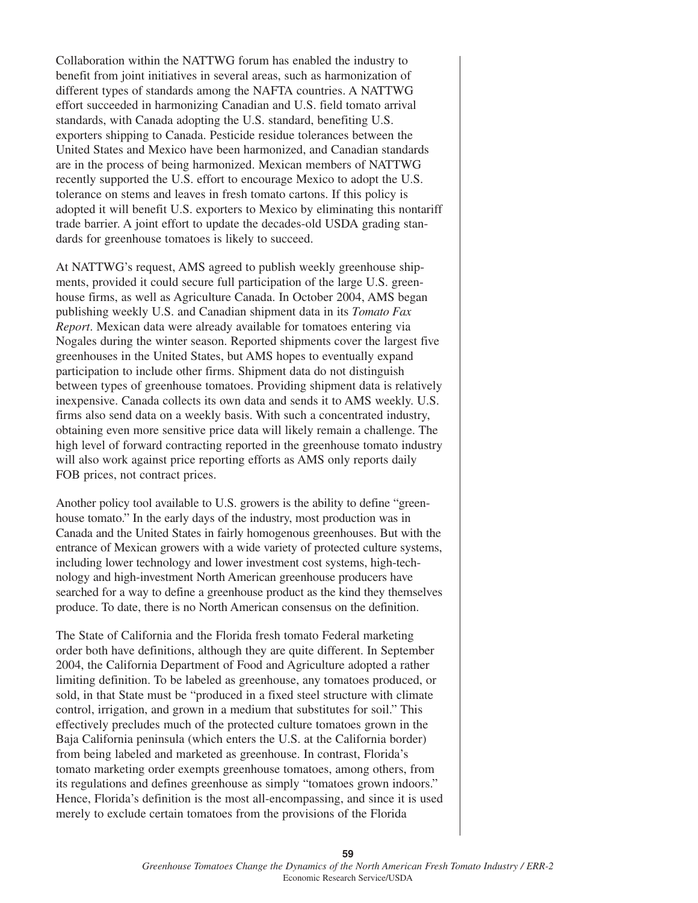Collaboration within the NATTWG forum has enabled the industry to benefit from joint initiatives in several areas, such as harmonization of different types of standards among the NAFTA countries. A NATTWG effort succeeded in harmonizing Canadian and U.S. field tomato arrival standards, with Canada adopting the U.S. standard, benefiting U.S. exporters shipping to Canada. Pesticide residue tolerances between the United States and Mexico have been harmonized, and Canadian standards are in the process of being harmonized. Mexican members of NATTWG recently supported the U.S. effort to encourage Mexico to adopt the U.S. tolerance on stems and leaves in fresh tomato cartons. If this policy is adopted it will benefit U.S. exporters to Mexico by eliminating this nontariff trade barrier. A joint effort to update the decades-old USDA grading standards for greenhouse tomatoes is likely to succeed.

At NATTWG's request, AMS agreed to publish weekly greenhouse shipments, provided it could secure full participation of the large U.S. greenhouse firms, as well as Agriculture Canada. In October 2004, AMS began publishing weekly U.S. and Canadian shipment data in its *Tomato Fax Report*. Mexican data were already available for tomatoes entering via Nogales during the winter season. Reported shipments cover the largest five greenhouses in the United States, but AMS hopes to eventually expand participation to include other firms. Shipment data do not distinguish between types of greenhouse tomatoes. Providing shipment data is relatively inexpensive. Canada collects its own data and sends it to AMS weekly. U.S. firms also send data on a weekly basis. With such a concentrated industry, obtaining even more sensitive price data will likely remain a challenge. The high level of forward contracting reported in the greenhouse tomato industry will also work against price reporting efforts as AMS only reports daily FOB prices, not contract prices.

Another policy tool available to U.S. growers is the ability to define "greenhouse tomato." In the early days of the industry, most production was in Canada and the United States in fairly homogenous greenhouses. But with the entrance of Mexican growers with a wide variety of protected culture systems, including lower technology and lower investment cost systems, high-technology and high-investment North American greenhouse producers have searched for a way to define a greenhouse product as the kind they themselves produce. To date, there is no North American consensus on the definition.

The State of California and the Florida fresh tomato Federal marketing order both have definitions, although they are quite different. In September 2004, the California Department of Food and Agriculture adopted a rather limiting definition. To be labeled as greenhouse, any tomatoes produced, or sold, in that State must be "produced in a fixed steel structure with climate control, irrigation, and grown in a medium that substitutes for soil." This effectively precludes much of the protected culture tomatoes grown in the Baja California peninsula (which enters the U.S. at the California border) from being labeled and marketed as greenhouse. In contrast, Florida's tomato marketing order exempts greenhouse tomatoes, among others, from its regulations and defines greenhouse as simply "tomatoes grown indoors." Hence, Florida's definition is the most all-encompassing, and since it is used merely to exclude certain tomatoes from the provisions of the Florida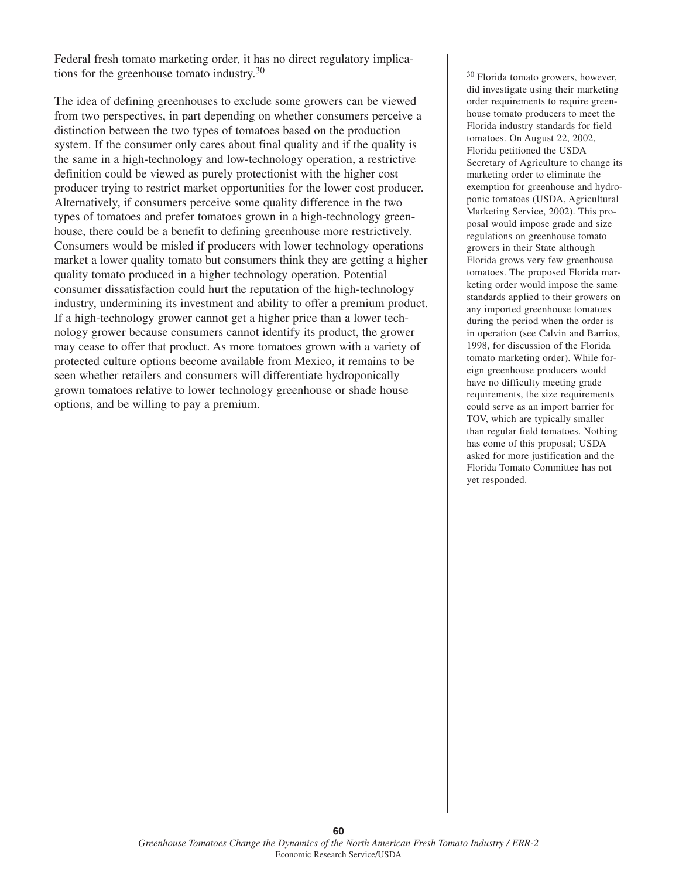Federal fresh tomato marketing order, it has no direct regulatory implications for the greenhouse tomato industry.[30]

The idea of defining greenhouses to exclude some growers can be viewed from two perspectives, in part depending on whether consumers perceive a distinction between the two types of tomatoes based on the production system. If the consumer only cares about final quality and if the quality is the same in a high-technology and low-technology operation, a restrictive definition could be viewed as purely protectionist with the higher cost producer trying to restrict market opportunities for the lower cost producer. Alternatively, if consumers perceive some quality difference in the two types of tomatoes and prefer tomatoes grown in a high-technology greenhouse, there could be a benefit to defining greenhouse more restrictively. Consumers would be misled if producers with lower technology operations market a lower quality tomato but consumers think they are getting a higher quality tomato produced in a higher technology operation. Potential consumer dissatisfaction could hurt the reputation of the high-technology industry, undermining its investment and ability to offer a premium product. If a high-technology grower cannot get a higher price than a lower technology grower because consumers cannot identify its product, the grower may cease to offer that product. As more tomatoes grown with a variety of protected culture options become available from Mexico, it remains to be seen whether retailers and consumers will differentiate hydroponically grown tomatoes relative to lower technology greenhouse or shade house options, and be willing to pay a premium.

[30] Florida tomato growers, however, did investigate using their marketing order requirements to require greenhouse tomato producers to meet the Florida industry standards for field tomatoes. On August 22, 2002, Florida petitioned the USDA Secretary of Agriculture to change its marketing order to eliminate the exemption for greenhouse and hydroponic tomatoes (USDA, Agricultural Marketing Service, 2002). This proposal would impose grade and size regulations on greenhouse tomato growers in their State although Florida grows very few greenhouse tomatoes. The proposed Florida marketing order would impose the same standards applied to their growers on any imported greenhouse tomatoes during the period when the order is in operation (see Calvin and Barrios, 1998, for discussion of the Florida tomato marketing order). While foreign greenhouse producers would have no difficulty meeting grade requirements, the size requirements could serve as an import barrier for TOV, which are typically smaller than regular field tomatoes. Nothing has come of this proposal; USDA asked for more justification and the Florida Tomato Committee has not yet responded.